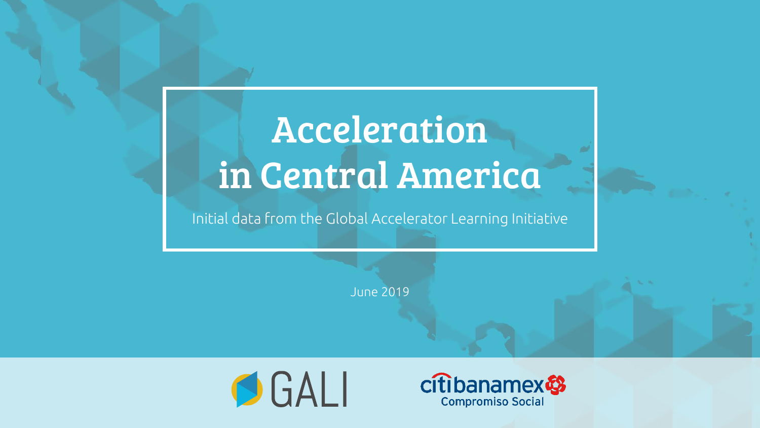# Acceleration in Central America

Initial data from the Global Accelerator Learning Initiative

June 2019

GALI

citibanamex Compromiso Social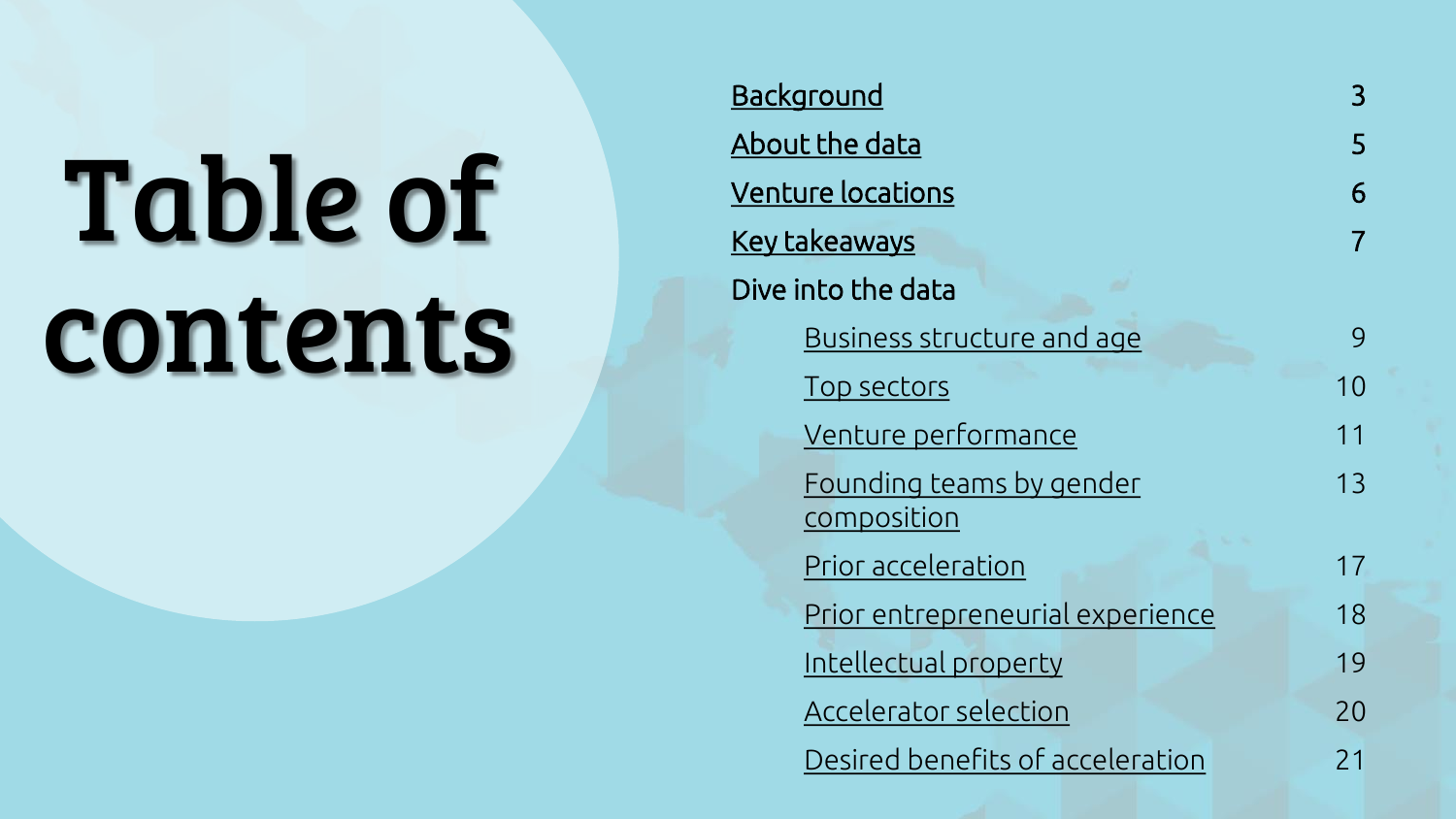# Table of contents

| | |
|---|---|
| Background | 3 |
| About the data | 5 |
| Venture locations | 6 |
| Key takeaways | 7 |
| Dive into the data | |
| Business structure and age | 9 |
| Top sectors | 10 |
| Venture performance | 11 |
| Founding teams by gender composition | 13 |
| Prior acceleration | 17 |
| Prior entrepreneurial experience | 18 |
| Intellectual property | 19 |
| Accelerator selection | 20 |
| Desired benefits of acceleration | 21 |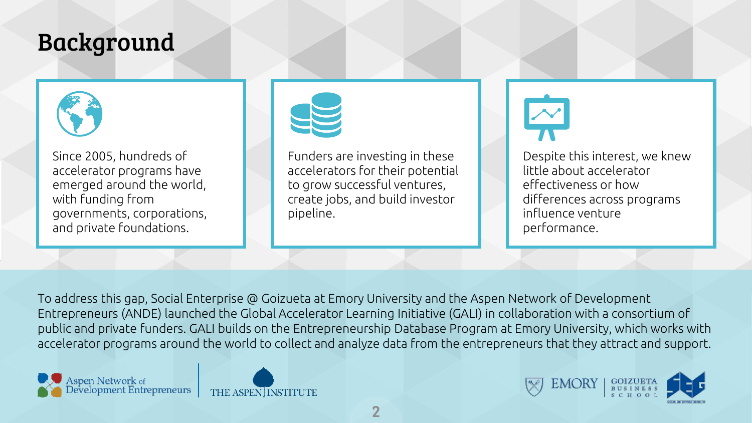# Background

Since 2005, hundreds of accelerator programs have emerged around the world, with funding from governments, corporations, and private foundations.

Funders are investing in these accelerators for their potential to grow successful ventures, create jobs, and build investor pipeline.

Despite this interest, we knew little about accelerator effectiveness or how differences across programs influence venture performance.

To address this gap, Social Enterprise @ Goizueta at Emory University and the Aspen Network of Development Entrepreneurs (ANDE) launched the Global Accelerator Learning Initiative (GALI) in collaboration with a consortium of public and private funders. GALI builds on the Entrepreneurship Database Program at Emory University, which works with accelerator programs around the world to collect and analyze data from the entrepreneurs that they attract and support.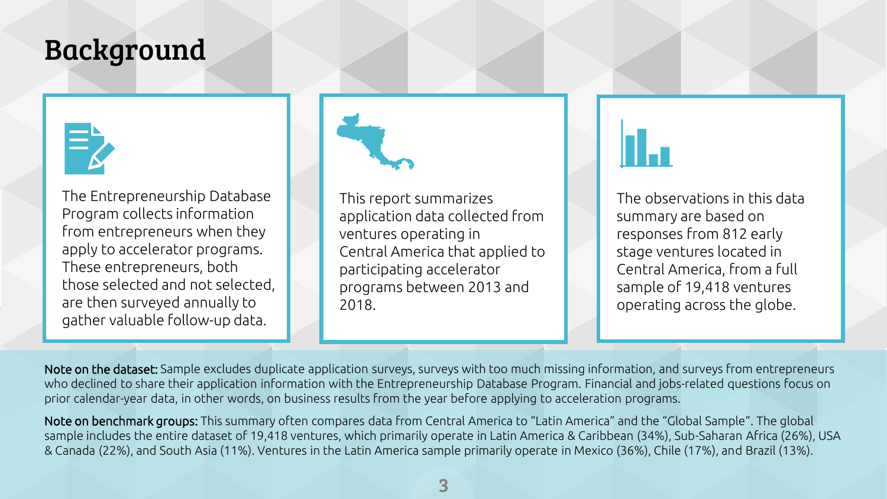# Background

The Entrepreneurship Database Program collects information from entrepreneurs when they apply to accelerator programs. These entrepreneurs, both those selected and not selected, are then surveyed annually to gather valuable follow-up data.

This report summarizes application data collected from ventures operating in Central America that applied to participating accelerator programs between 2013 and 2018.

The observations in this data summary are based on responses from 812 early stage ventures located in Central America, from a full sample of 19,418 ventures operating across the globe.

**Note on the dataset:** Sample excludes duplicate application surveys, surveys with too much missing information, and surveys from entrepreneurs who declined to share their application information with the Entrepreneurship Database Program. Financial and jobs-related questions focus on prior calendar-year data, in other words, on business results from the year before applying to acceleration programs.

**Note on benchmark groups:** This summary often compares data from Central America to "Latin America" and the "Global Sample". The global sample includes the entire dataset of 19,418 ventures, which primarily operate in Latin America & Caribbean (34%), Sub-Saharan Africa (26%), USA & Canada (22%), and South Asia (11%). Ventures in the Latin America sample primarily operate in Mexico (36%), Chile (17%), and Brazil (13%).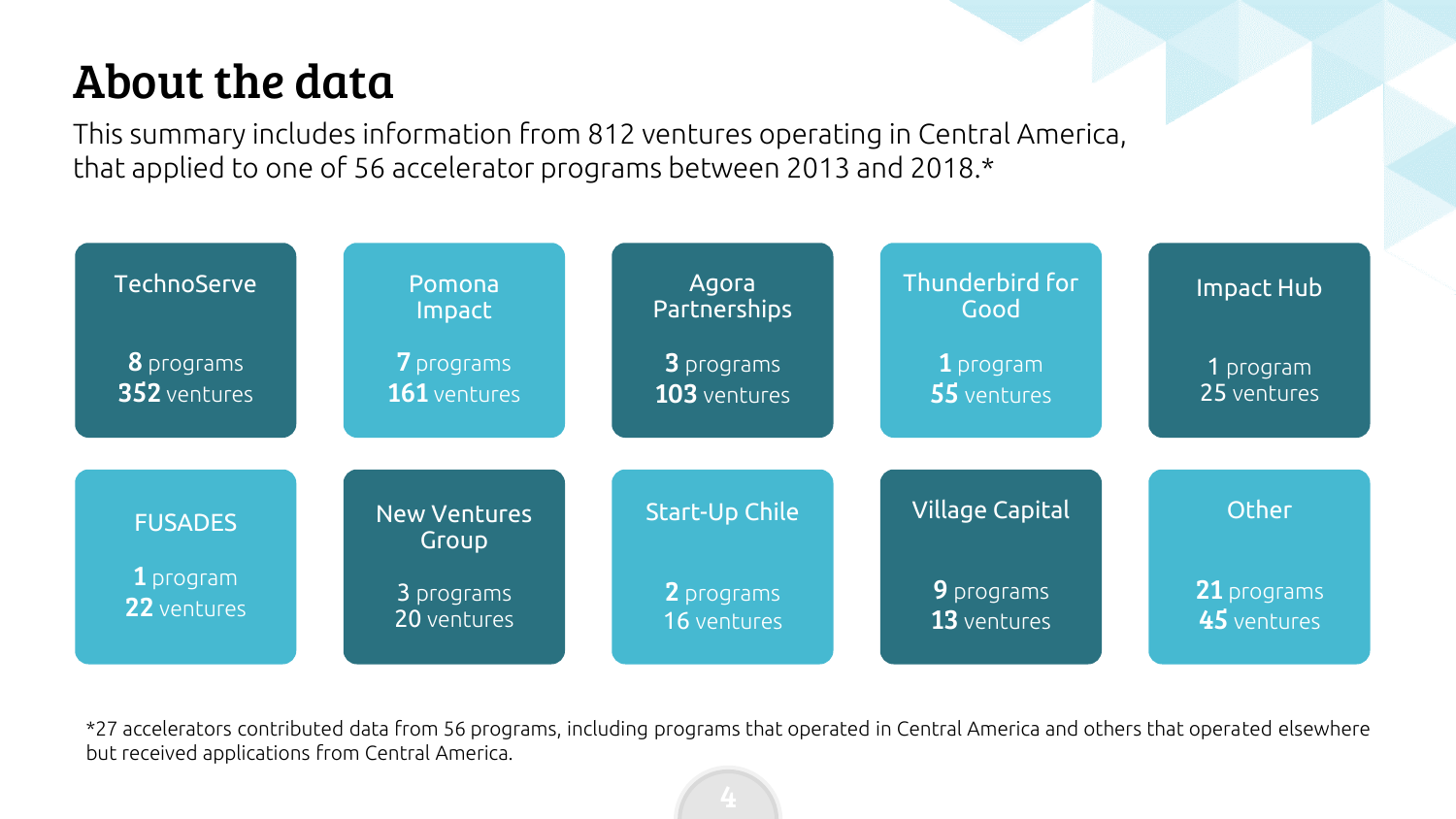# About the data

This summary includes information from 812 ventures operating in Central America, that applied to one of 56 accelerator programs between 2013 and 2018.*

| Accelerator | Programs | Ventures |
| --- | --- | --- |
| TechnoServe | 8 programs | 352 ventures |
| Pomona Impact | 7 programs | 161 ventures |
| Agora Partnerships | 3 programs | 103 ventures |
| Thunderbird for Good | 1 program | 55 ventures |
| Impact Hub | 1 program | 25 ventures |
| FUSADES | 1 program | 22 ventures |
| New Ventures Group | 3 programs | 20 ventures |
| Start-Up Chile | 2 programs | 16 ventures |
| Village Capital | 9 programs | 13 ventures |
| Other | 21 programs | 45 ventures |

*27 accelerators contributed data from 56 programs, including programs that operated in Central America and others that operated elsewhere but received applications from Central America.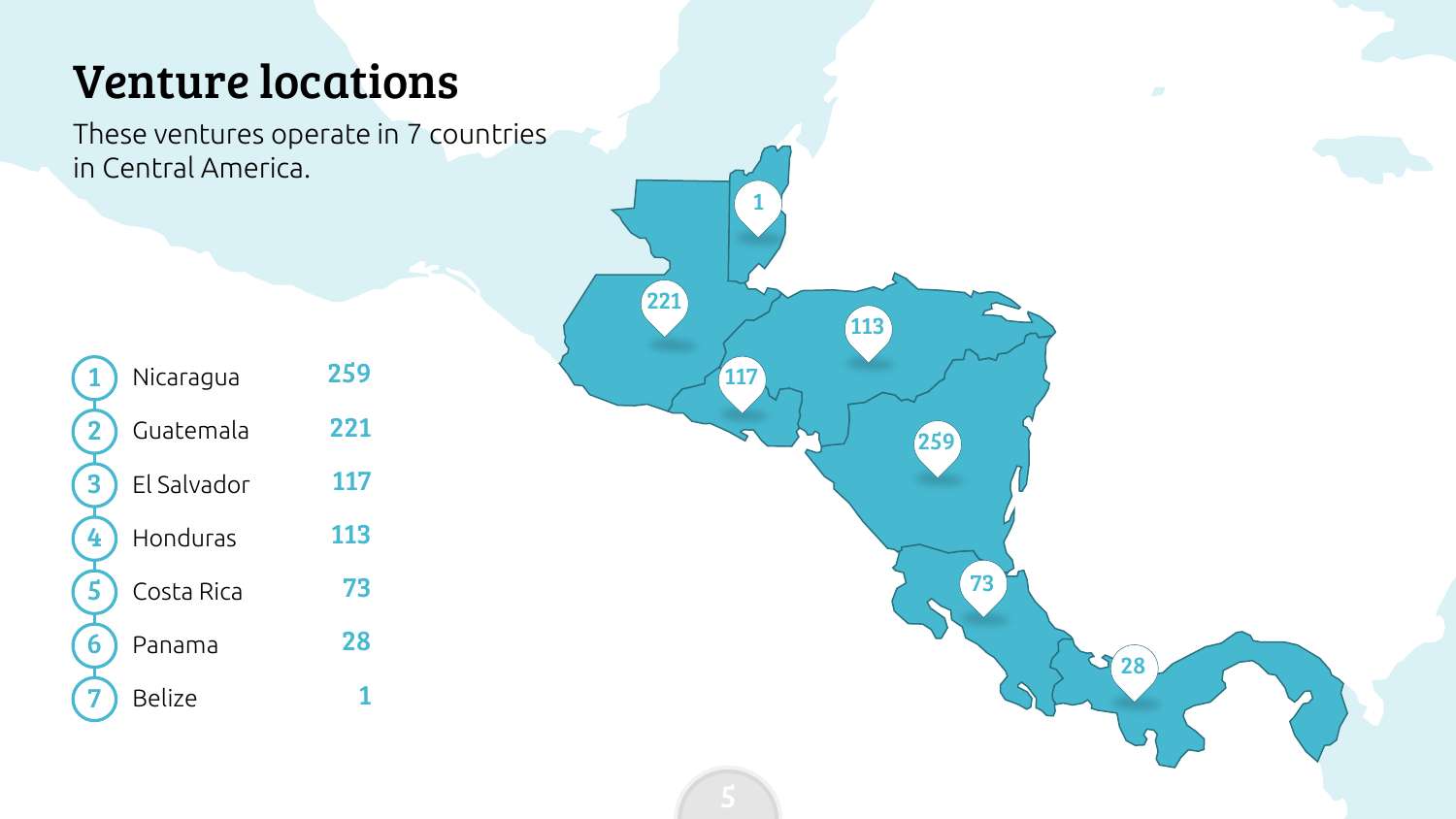# Venture locations

These ventures operate in 7 countries in Central America.

| # | Country | Ventures |
|---|---|---|
| 1 | Nicaragua | 259 |
| 2 | Guatemala | 221 |
| 3 | El Salvador | 117 |
| 4 | Honduras | 113 |
| 5 | Costa Rica | 73 |
| 6 | Panama | 28 |
| 7 | Belize | 1 |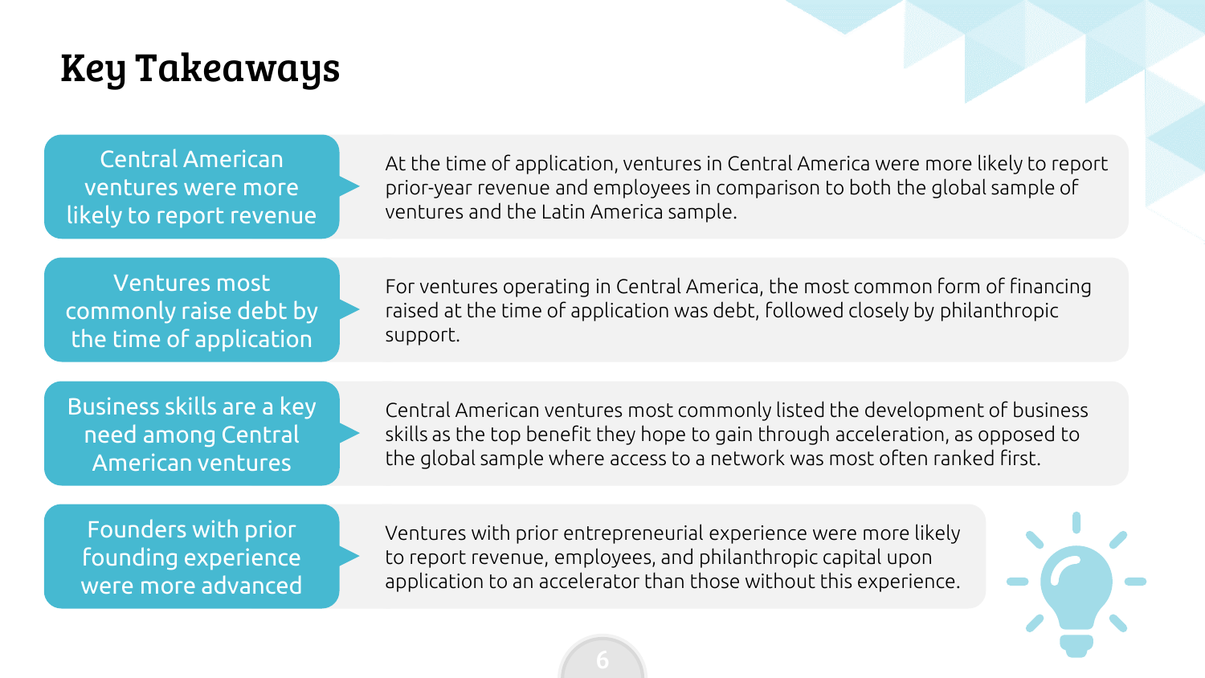# Key Takeaways

**Central American ventures were more likely to report revenue**

At the time of application, ventures in Central America were more likely to report prior-year revenue and employees in comparison to both the global sample of ventures and the Latin America sample.

**Ventures most commonly raise debt by the time of application**

For ventures operating in Central America, the most common form of financing raised at the time of application was debt, followed closely by philanthropic support.

**Business skills are a key need among Central American ventures**

Central American ventures most commonly listed the development of business skills as the top benefit they hope to gain through acceleration, as opposed to the global sample where access to a network was most often ranked first.

**Founders with prior founding experience were more advanced**

Ventures with prior entrepreneurial experience were more likely to report revenue, employees, and philanthropic capital upon application to an accelerator than those without this experience.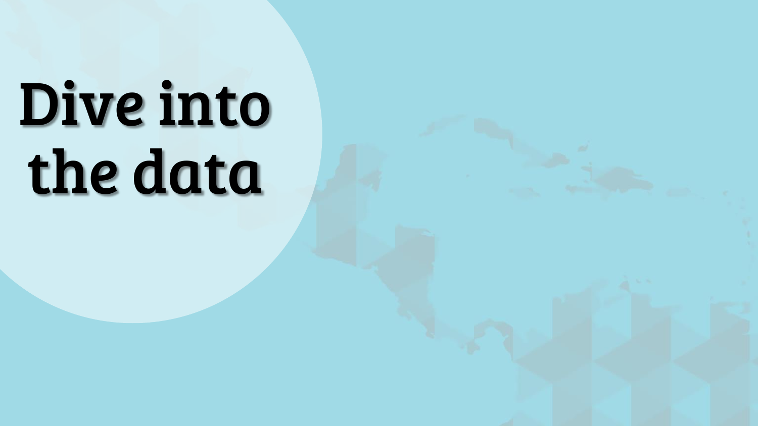# Dive into the data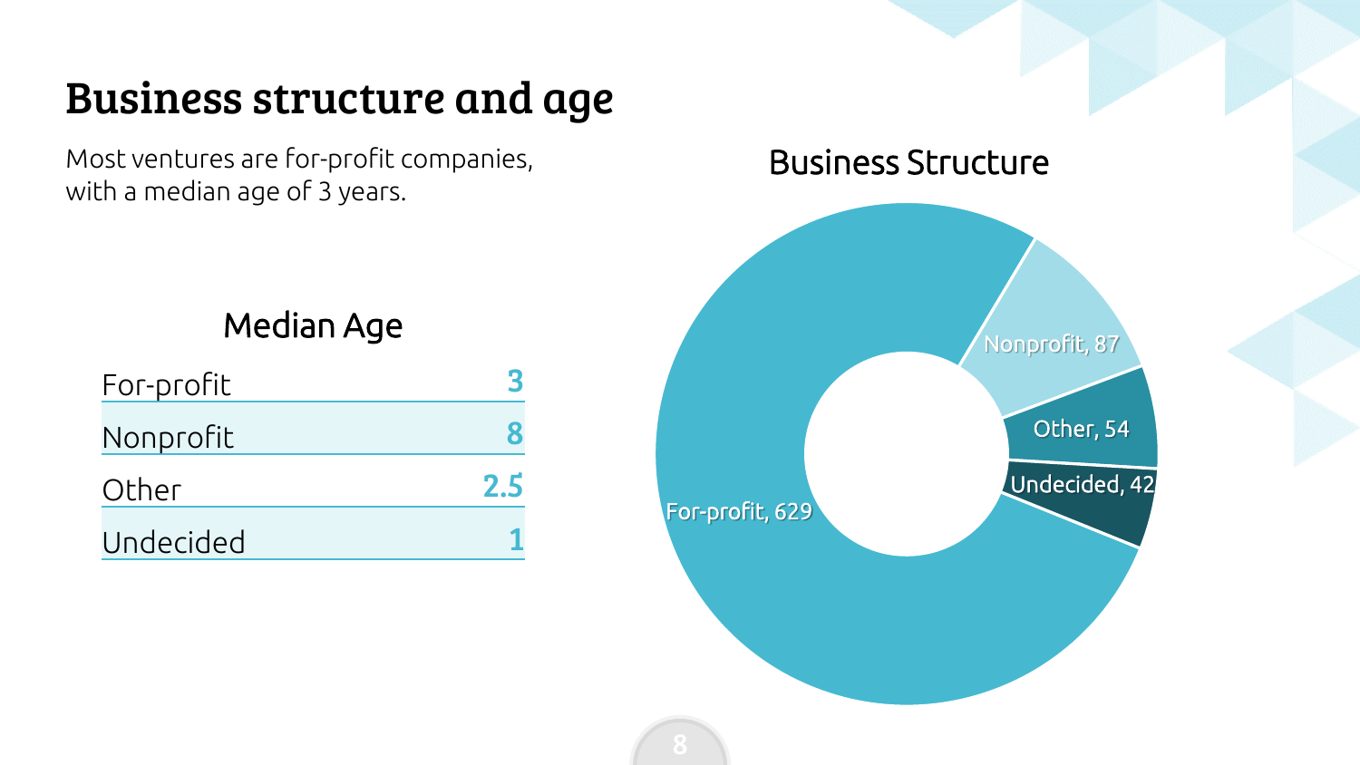# Business structure and age

Most ventures are for-profit companies, with a median age of 3 years.

## Median Age

| | |
|---|---|
| For-profit | 3 |
| Nonprofit | 8 |
| Other | 2.5 |
| Undecided | 1 |

## Business Structure

| Structure | Count |
|---|---|
| For-profit | 629 |
| Nonprofit | 87 |
| Other | 54 |
| Undecided | 42 |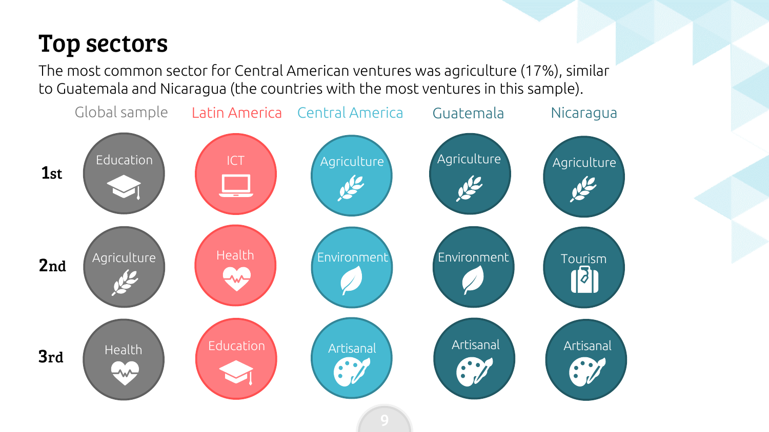# Top sectors

The most common sector for Central American ventures was agriculture (17%), similar to Guatemala and Nicaragua (the countries with the most ventures in this sample).

| | Global sample | Latin America | Central America | Guatemala | Nicaragua |
|---|---|---|---|---|---|
| 1st | Education | ICT | Agriculture | Agriculture | Agriculture |
| 2nd | Agriculture | Health | Environment | Environment | Tourism |
| 3rd | Health | Education | Artisanal | Artisanal | Artisanal |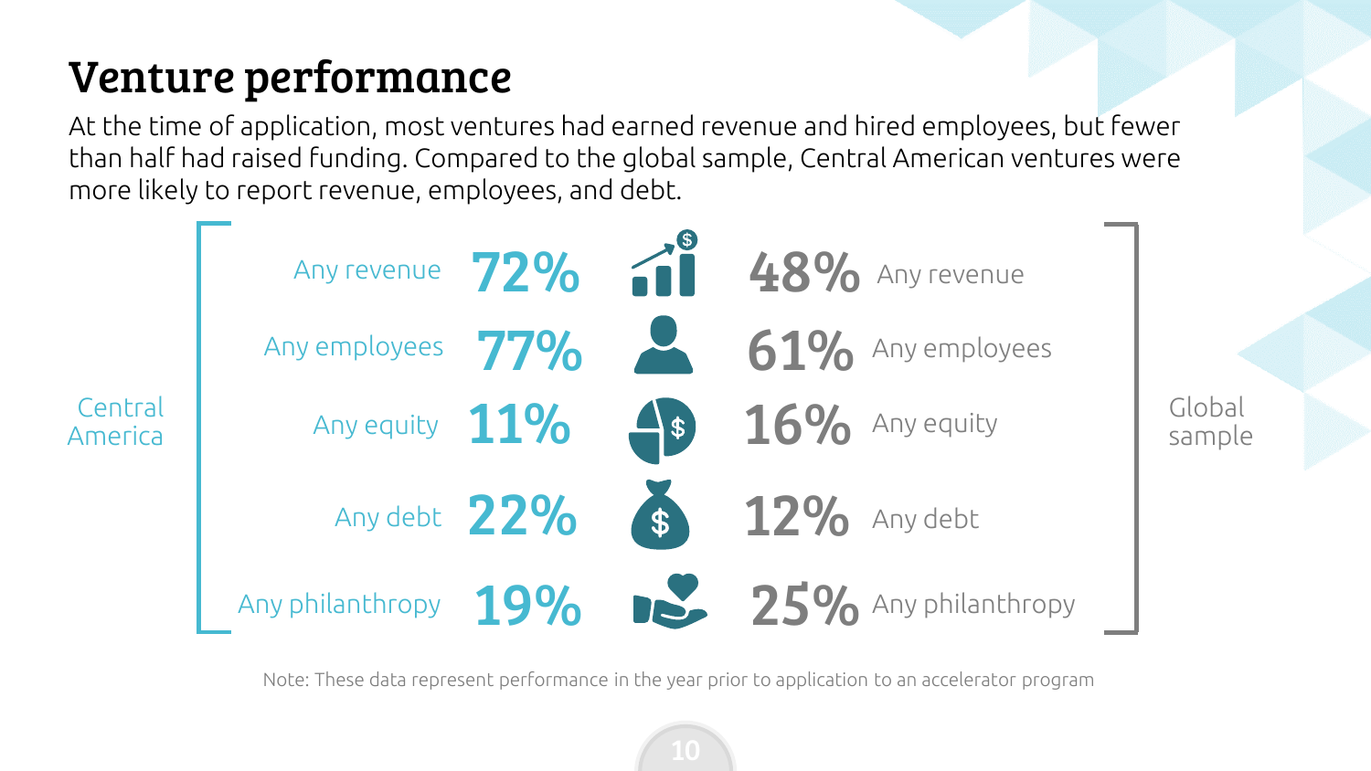# Venture performance

At the time of application, most ventures had earned revenue and hired employees, but fewer than half had raised funding. Compared to the global sample, Central American ventures were more likely to report revenue, employees, and debt.

| | Central America | Global sample |
|---|---|---|
| Any revenue | 72% | 48% |
| Any employees | 77% | 61% |
| Any equity | 11% | 16% |
| Any debt | 22% | 12% |
| Any philanthropy | 19% | 25% |

Note: These data represent performance in the year prior to application to an accelerator program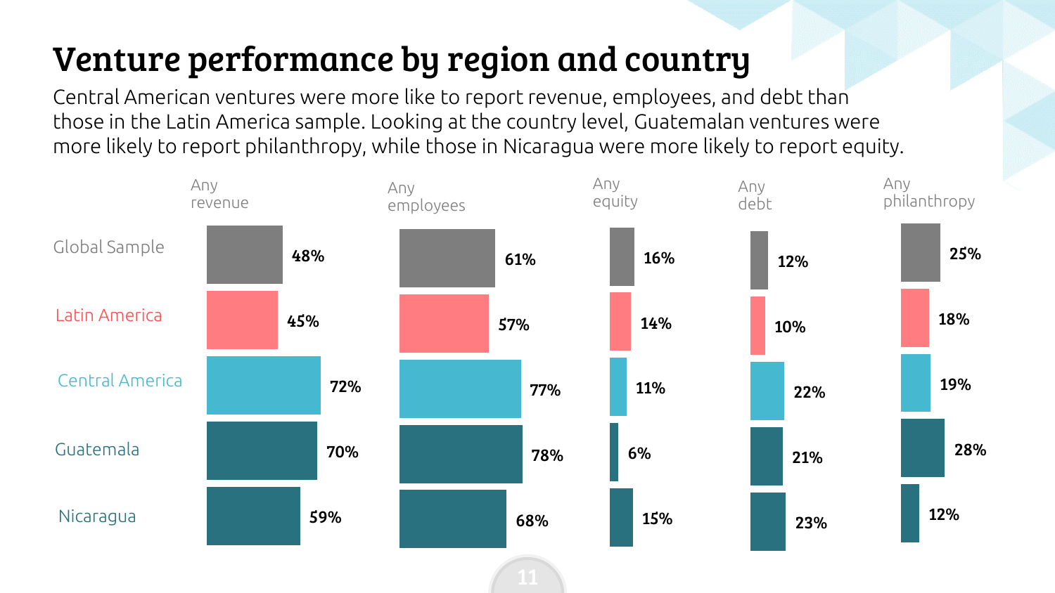# Venture performance by region and country

Central American ventures were more like to report revenue, employees, and debt than those in the Latin America sample. Looking at the country level, Guatemalan ventures were more likely to report philanthropy, while those in Nicaragua were more likely to report equity.

| | Any revenue | Any employees | Any equity | Any debt | Any philanthropy |
|---|---|---|---|---|---|
| Global Sample | 48% | 61% | 16% | 12% | 25% |
| Latin America | 45% | 57% | 14% | 10% | 18% |
| Central America | 72% | 77% | 11% | 22% | 19% |
| Guatemala | 70% | 78% | 6% | 21% | 28% |
| Nicaragua | 59% | 68% | 15% | 23% | 12% |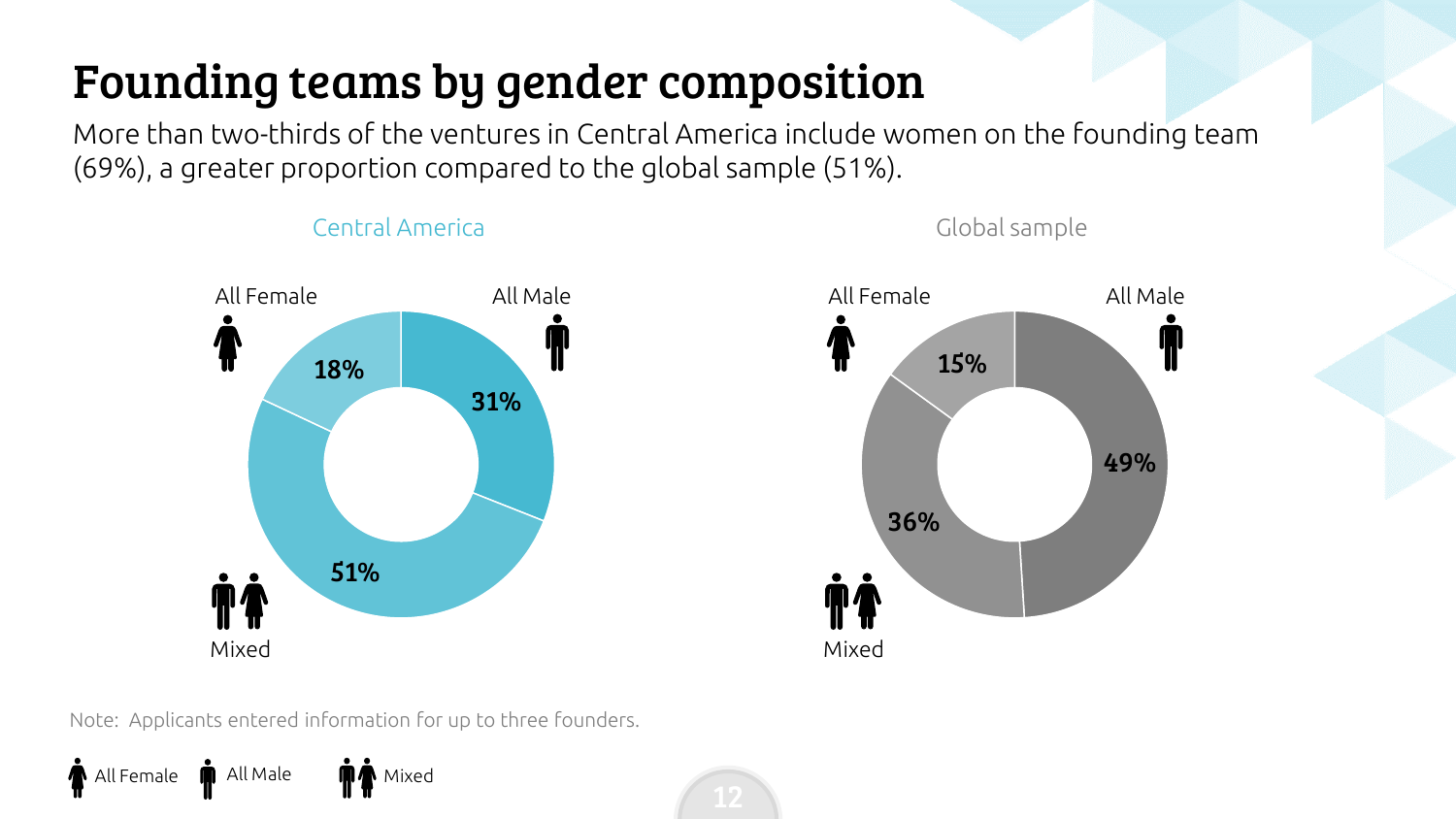# Founding teams by gender composition

More than two-thirds of the ventures in Central America include women on the founding team (69%), a greater proportion compared to the global sample (51%).

| | Central America | Global sample |
|---|---|---|
| All Female | 18% | 15% |
| All Male | 31% | 49% |
| Mixed | 51% | 36% |

Note: Applicants entered information for up to three founders.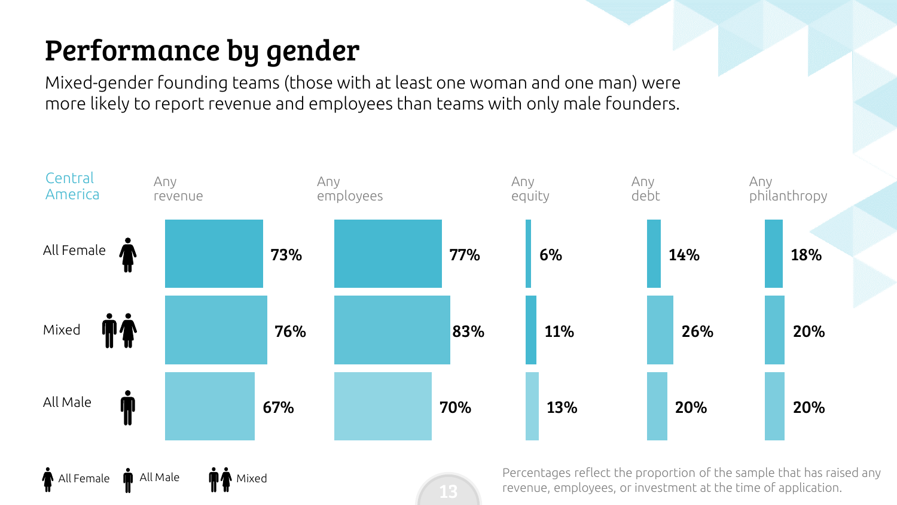# Performance by gender

Mixed-gender founding teams (those with at least one woman and one man) were more likely to report revenue and employees than teams with only male founders.

| Central America | Any revenue | Any employees | Any equity | Any debt | Any philanthropy |
| --- | --- | --- | --- | --- | --- |
| All Female | 73% | 77% | 6% | 14% | 18% |
| Mixed | 76% | 83% | 11% | 26% | 20% |
| All Male | 67% | 70% | 13% | 20% | 20% |

All Female   All Male   Mixed

Percentages reflect the proportion of the sample that has raised any revenue, employees, or investment at the time of application.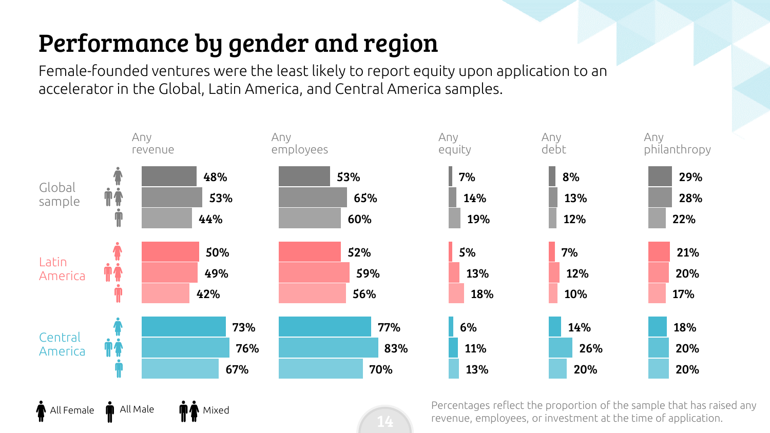# Performance by gender and region

Female-founded ventures were the least likely to report equity upon application to an accelerator in the Global, Latin America, and Central America samples.

| Region | Team | Any revenue | Any employees | Any equity | Any debt | Any philanthropy |
|---|---|---|---|---|---|---|
| Global sample | All Female | 48% | 53% | 7% | 8% | 29% |
| | Mixed | 53% | 65% | 14% | 13% | 28% |
| | All Male | 44% | 60% | 19% | 12% | 22% |
| Latin America | All Female | 50% | 52% | 5% | 7% | 21% |
| | Mixed | 49% | 59% | 13% | 12% | 20% |
| | All Male | 42% | 56% | 18% | 10% | 17% |
| Central America | All Female | 73% | 77% | 6% | 14% | 18% |
| | Mixed | 76% | 83% | 11% | 26% | 20% |
| | All Male | 67% | 70% | 13% | 20% | 20% |

All Female · All Male · Mixed

Percentages reflect the proportion of the sample that has raised any revenue, employees, or investment at the time of application.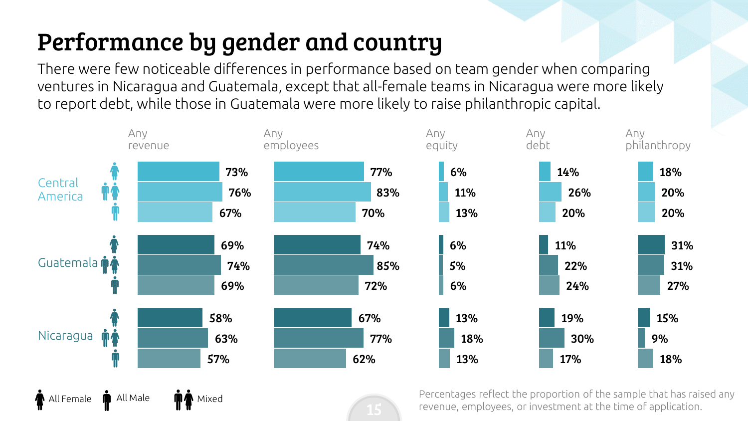# Performance by gender and country

There were few noticeable differences in performance based on team gender when comparing ventures in Nicaragua and Guatemala, except that all-female teams in Nicaragua were more likely to report debt, while those in Guatemala were more likely to raise philanthropic capital.

| Region | Team | Any revenue | Any employees | Any equity | Any debt | Any philanthropy |
|---|---|---|---|---|---|---|
| Central America | All Female | 73% | 77% | 6% | 14% | 18% |
| | Mixed | 76% | 83% | 11% | 26% | 20% |
| | All Male | 67% | 70% | 13% | 20% | 20% |
| Guatemala | All Female | 69% | 74% | 6% | 11% | 31% |
| | Mixed | 74% | 85% | 5% | 22% | 31% |
| | All Male | 69% | 72% | 6% | 24% | 27% |
| Nicaragua | All Female | 58% | 67% | 13% | 19% | 15% |
| | Mixed | 63% | 77% | 18% | 30% | 9% |
| | All Male | 57% | 62% | 13% | 17% | 18% |

All Female &nbsp; All Male &nbsp; Mixed

Percentages reflect the proportion of the sample that has raised any revenue, employees, or investment at the time of application.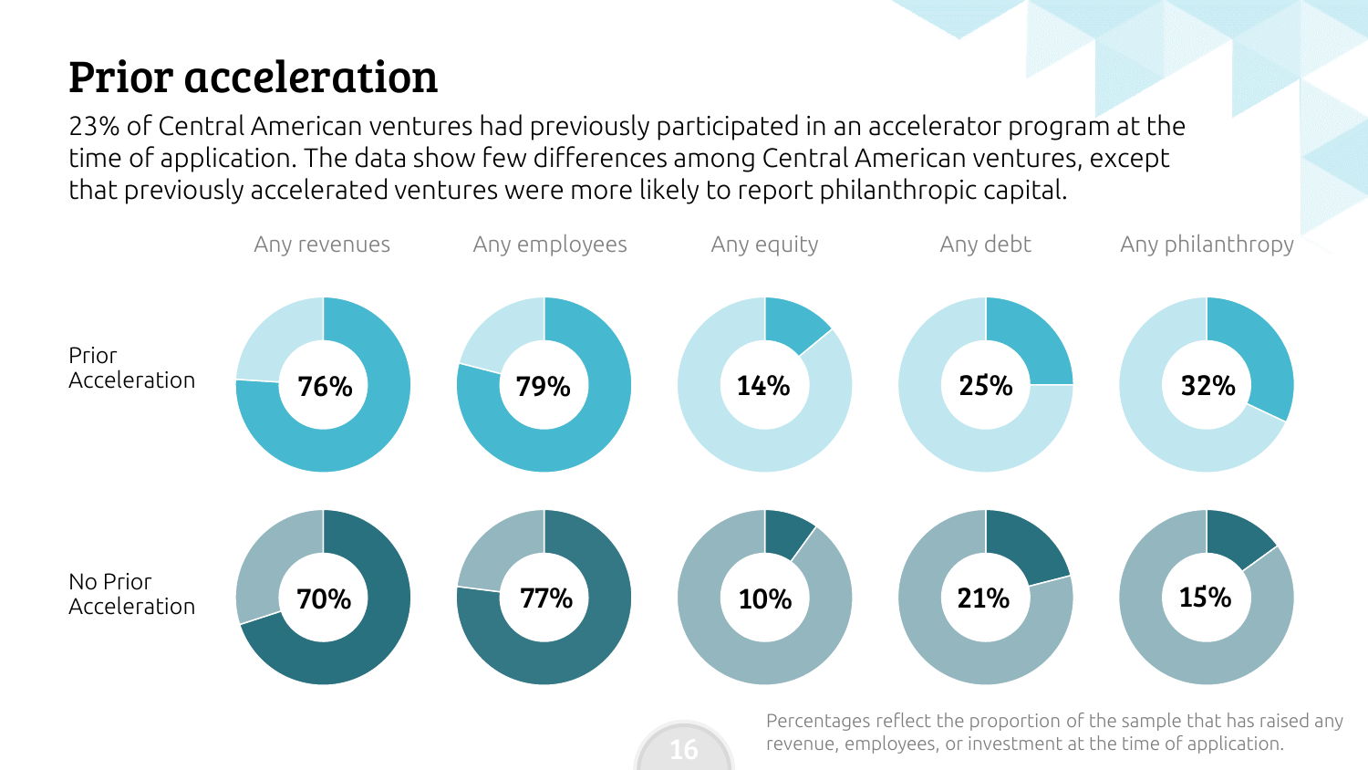# Prior acceleration

23% of Central American ventures had previously participated in an accelerator program at the time of application. The data show few differences among Central American ventures, except that previously accelerated ventures were more likely to report philanthropic capital.

| | Any revenues | Any employees | Any equity | Any debt | Any philanthropy |
|---|---|---|---|---|---|
| Prior Acceleration | 76% | 79% | 14% | 25% | 32% |
| No Prior Acceleration | 70% | 77% | 10% | 21% | 15% |

Percentages reflect the proportion of the sample that has raised any revenue, employees, or investment at the time of application.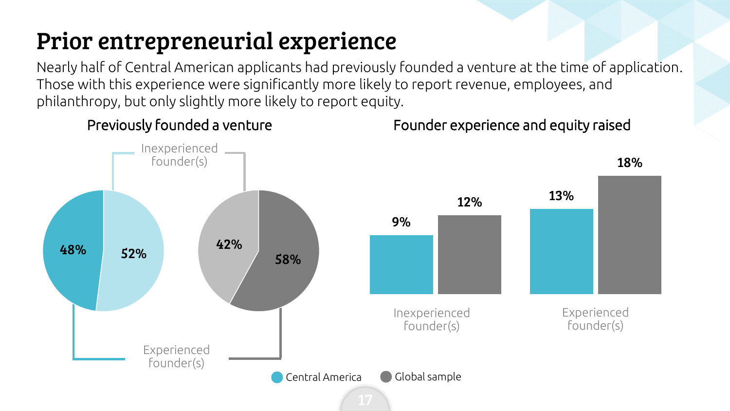# Prior entrepreneurial experience

Nearly half of Central American applicants had previously founded a venture at the time of application. Those with this experience were significantly more likely to report revenue, employees, and philanthropy, but only slightly more likely to report equity.

## Previously founded a venture

| | Central America | Global sample |
|---|---|---|
| Inexperienced founder(s) | 52% | 42% |
| Experienced founder(s) | 48% | 58% |

## Founder experience and equity raised

| | Central America | Global sample |
|---|---|---|
| Inexperienced founder(s) | 9% | 12% |
| Experienced founder(s) | 13% | 18% |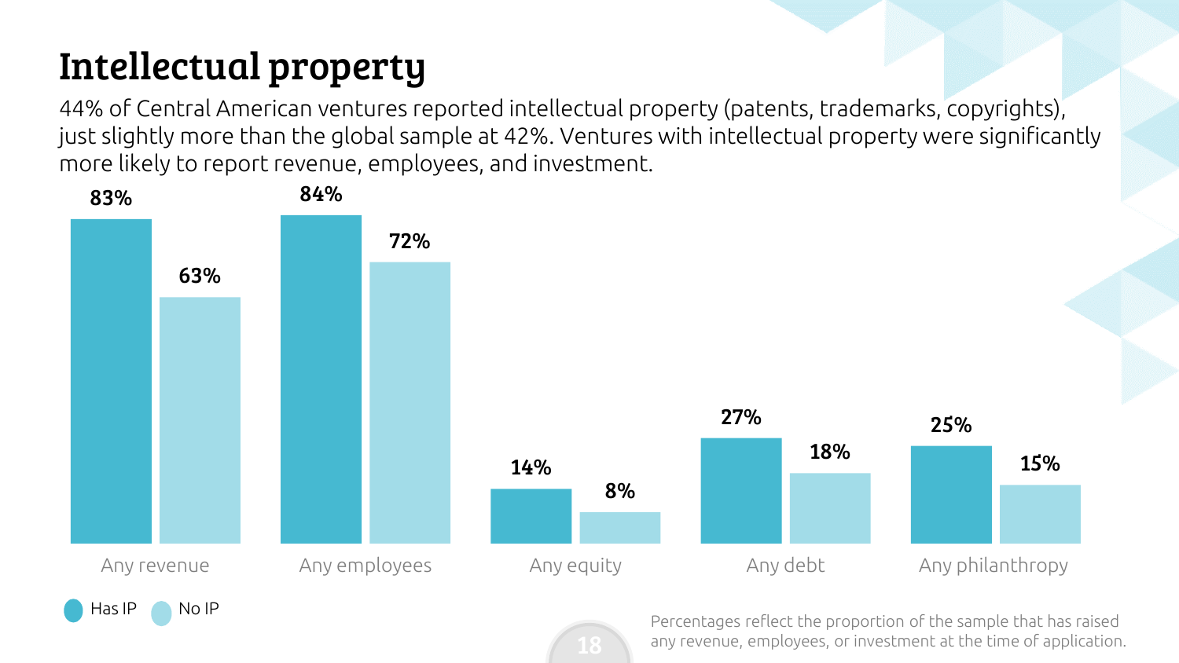# Intellectual property

44% of Central American ventures reported intellectual property (patents, trademarks, copyrights), just slightly more than the global sample at 42%. Ventures with intellectual property were significantly more likely to report revenue, employees, and investment.

| | Has IP | No IP |
|---|---|---|
| Any revenue | 83% | 63% |
| Any employees | 84% | 72% |
| Any equity | 14% | 8% |
| Any debt | 27% | 18% |
| Any philanthropy | 25% | 15% |

Percentages reflect the proportion of the sample that has raised any revenue, employees, or investment at the time of application.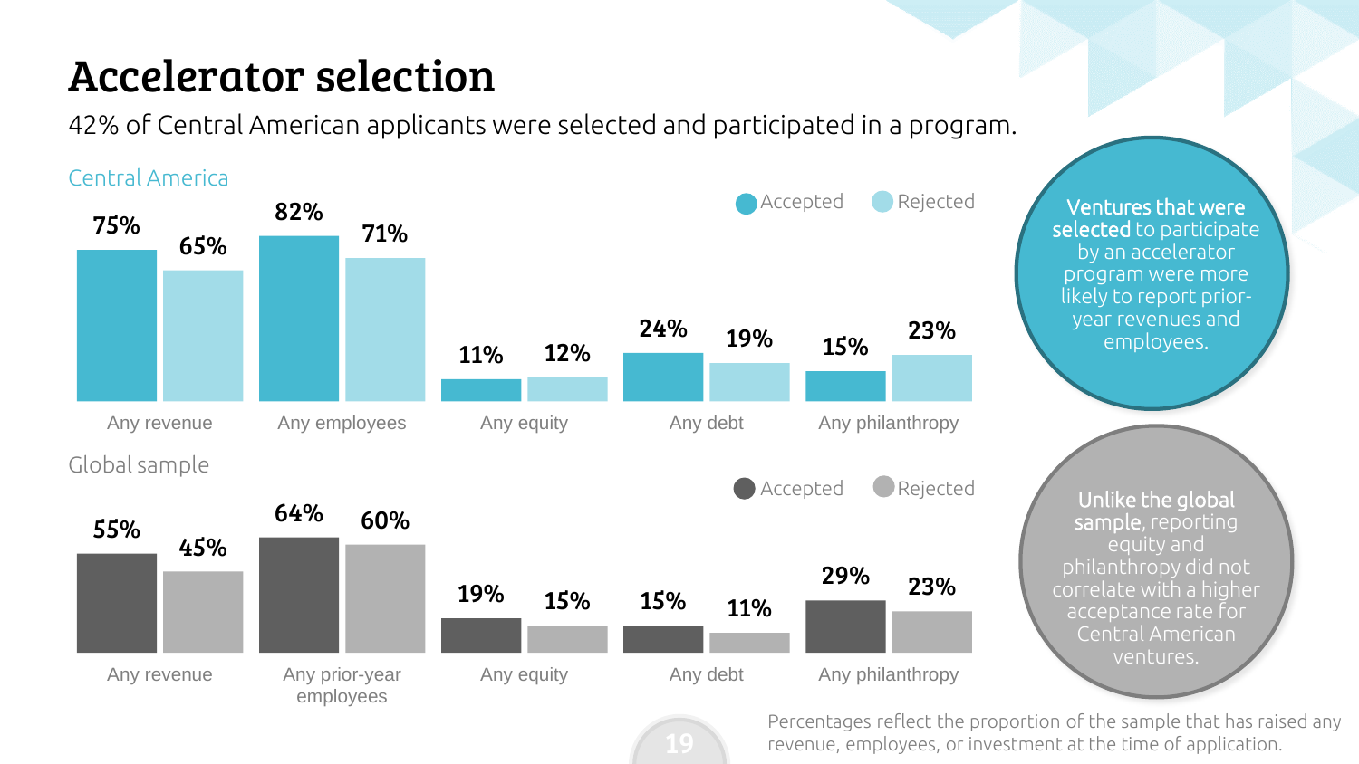# Accelerator selection

42% of Central American applicants were selected and participated in a program.

### Central America

| | Accepted | Rejected |
|---|---|---|
| Any revenue | 75% | 65% |
| Any employees | 82% | 71% |
| Any equity | 11% | 12% |
| Any debt | 24% | 19% |
| Any philanthropy | 15% | 23% |

### Global sample

| | Accepted | Rejected |
|---|---|---|
| Any revenue | 55% | 45% |
| Any prior-year employees | 64% | 60% |
| Any equity | 19% | 15% |
| Any debt | 15% | 11% |
| Any philanthropy | 29% | 23% |

**Ventures that were selected** to participate by an accelerator program were more likely to report prior-year revenues and employees.

**Unlike the global sample**, reporting equity and philanthropy did not correlate with a higher acceptance rate for Central American ventures.

Percentages reflect the proportion of the sample that has raised any revenue, employees, or investment at the time of application.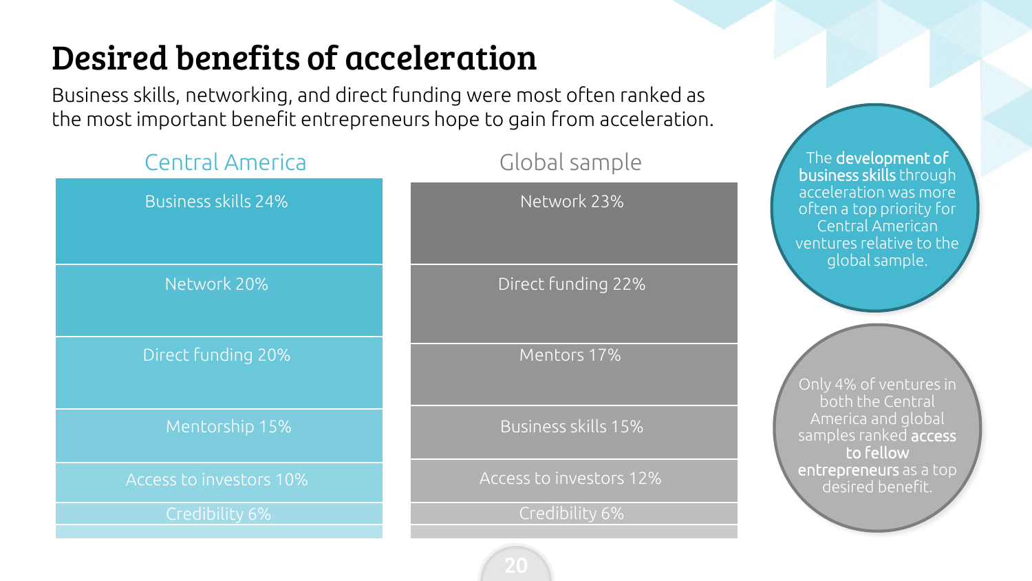# Desired benefits of acceleration

Business skills, networking, and direct funding were most often ranked as the most important benefit entrepreneurs hope to gain from acceleration.

| Central America | Global sample |
| --- | --- |
| Business skills 24% | Network 23% |
| Network 20% | Direct funding 22% |
| Direct funding 20% | Mentors 17% |
| Mentorship 15% | Business skills 15% |
| Access to investors 10% | Access to investors 12% |
| Credibility 6% | Credibility 6% |

The **development of business skills** through acceleration was more often a top priority for Central American ventures relative to the global sample.

Only 4% of ventures in both the Central America and global samples ranked **access to fellow entrepreneurs** as a top desired benefit.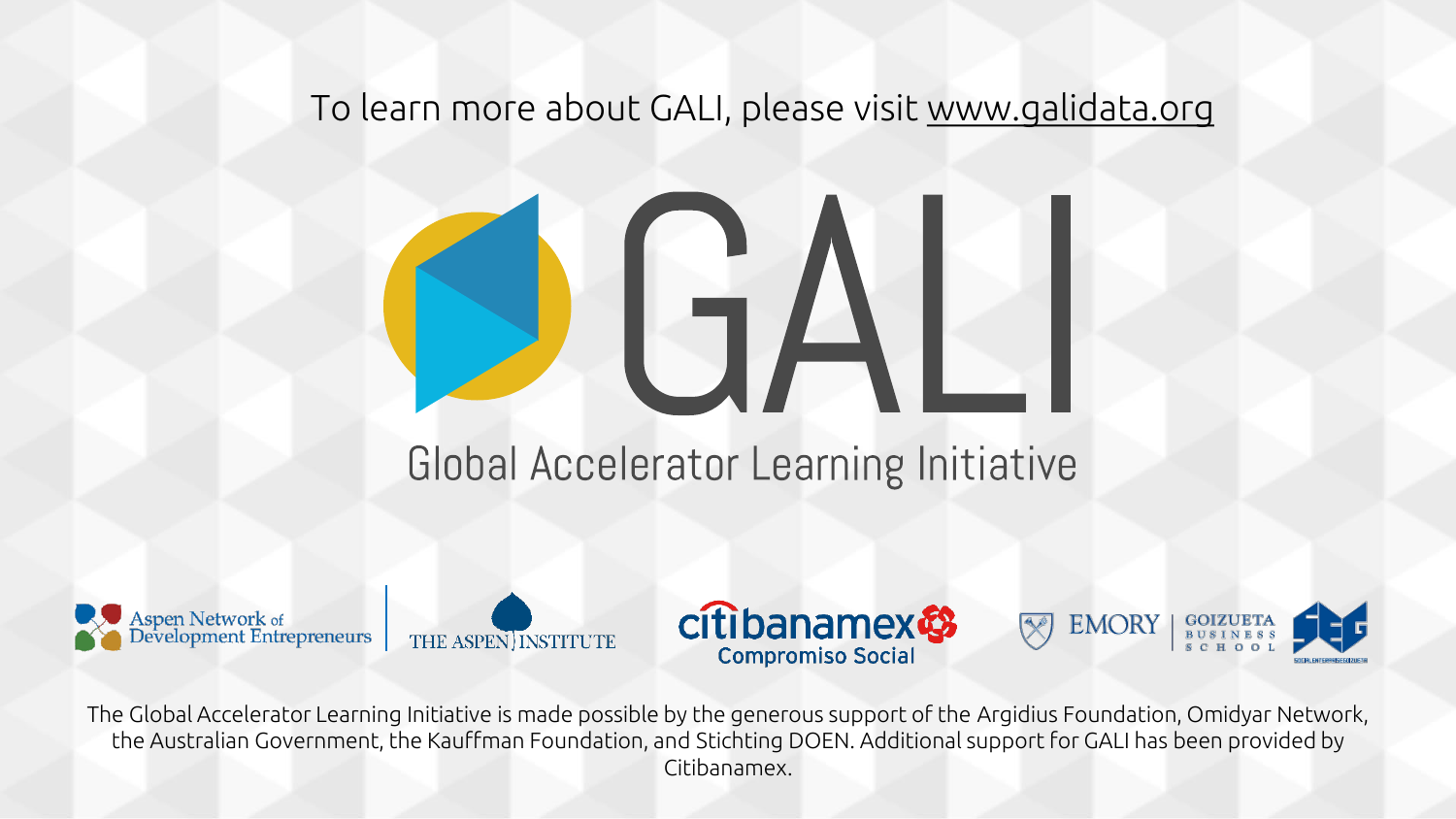To learn more about GALI, please visit www.galidata.org

# GALI

Global Accelerator Learning Initiative

Aspen Network of Development Entrepreneurs | THE ASPEN INSTITUTE

citibanamex Compromiso Social

EMORY | GOIZUETA BUSINESS SCHOOL

The Global Accelerator Learning Initiative is made possible by the generous support of the Argidius Foundation, Omidyar Network, the Australian Government, the Kauffman Foundation, and Stichting DOEN. Additional support for GALI has been provided by Citibanamex.